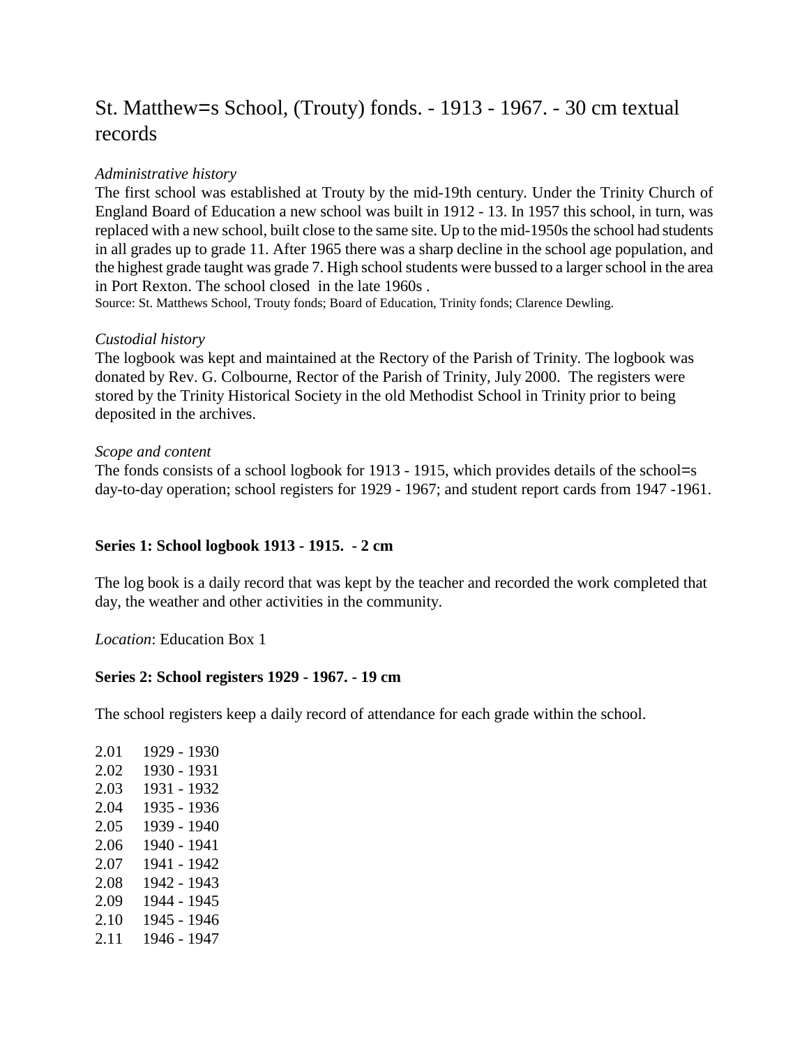# St. Matthew=s School, (Trouty) fonds. - 1913 - 1967. - 30 cm textual records

*Administrative history*

The first school was established at Trouty by the mid-19th century. Under the Trinity Church of England Board of Education a new school was built in 1912 - 13. In 1957 this school, in turn, was replaced with a new school, built close to the same site. Up to the mid-1950s the school had students in all grades up to grade 11. After 1965 there was a sharp decline in the school age population, and the highest grade taught was grade 7. High school students were bussed to a larger school in the area in Port Rexton. The school closed in the late 1960s .

Source: St. Matthews School, Trouty fonds; Board of Education, Trinity fonds; Clarence Dewling.

*Custodial history*

The logbook was kept and maintained at the Rectory of the Parish of Trinity. The logbook was donated by Rev. G. Colbourne, Rector of the Parish of Trinity, July 2000. The registers were stored by the Trinity Historical Society in the old Methodist School in Trinity prior to being deposited in the archives.

*Scope and content*

The fonds consists of a school logbook for 1913 - 1915, which provides details of the school=s day-to-day operation; school registers for 1929 - 1967; and student report cards from 1947 -1961.

**Series 1: School logbook 1913 - 1915. - 2 cm**

The log book is a daily record that was kept by the teacher and recorded the work completed that day, the weather and other activities in the community.

*Location*: Education Box 1

**Series 2: School registers 1929 - 1967. - 19 cm**

The school registers keep a daily record of attendance for each grade within the school.

2.01 1929 - 1930
2.02 1930 - 1931
2.03 1931 - 1932
2.04 1935 - 1936
2.05 1939 - 1940
2.06 1940 - 1941
2.07 1941 - 1942
2.08 1942 - 1943
2.09 1944 - 1945
2.10 1945 - 1946
2.11 1946 - 1947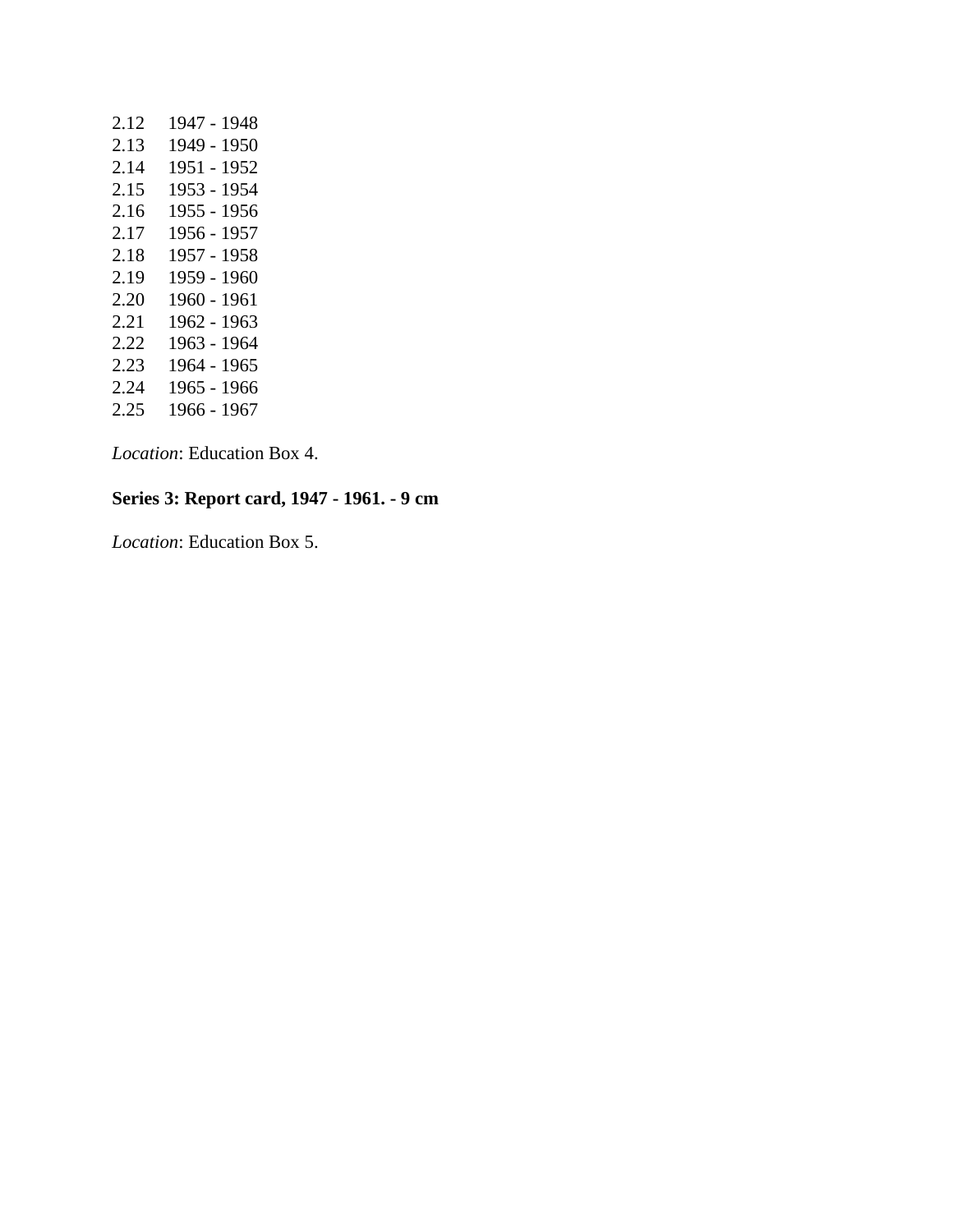2.12 1947 - 1948
2.13 1949 - 1950
2.14 1951 - 1952
2.15 1953 - 1954
2.16 1955 - 1956
2.17 1956 - 1957
2.18 1957 - 1958
2.19 1959 - 1960
2.20 1960 - 1961
2.21 1962 - 1963
2.22 1963 - 1964
2.23 1964 - 1965
2.24 1965 - 1966
2.25 1966 - 1967

*Location*: Education Box 4.

**Series 3: Report card, 1947 - 1961. - 9 cm**

*Location*: Education Box 5.